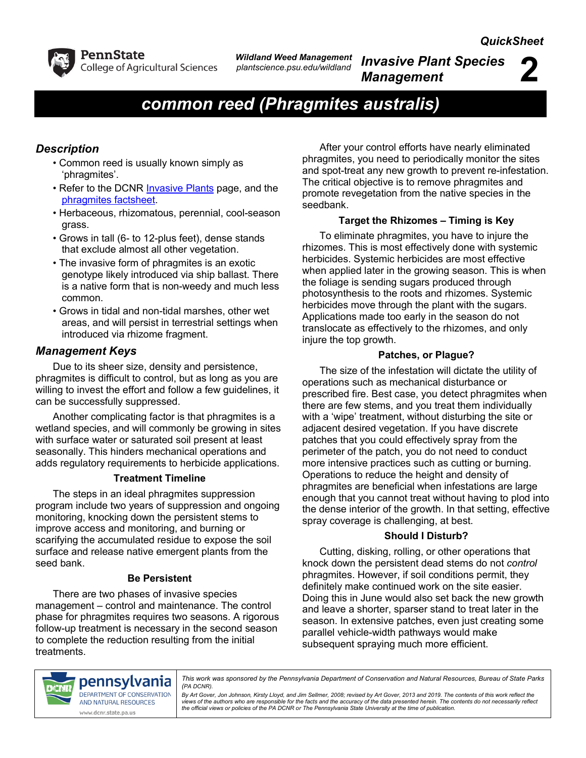**PennState College of Agricultural Sciences**

***Wildland Weed Management***
*plantscience.psu.edu/wildland*

***QuickSheet***

***Invasive Plant Species Management*** **2**

# *common reed (Phragmites australis)*

## *Description*

- Common reed is usually known simply as 'phragmites'.
- Refer to the DCNR Invasive Plants page, and the phragmites factsheet.
- Herbaceous, rhizomatous, perennial, cool-season grass.
- Grows in tall (6- to 12-plus feet), dense stands that exclude almost all other vegetation.
- The invasive form of phragmites is an exotic genotype likely introduced via ship ballast. There is a native form that is non-weedy and much less common.
- Grows in tidal and non-tidal marshes, other wet areas, and will persist in terrestrial settings when introduced via rhizome fragment.

## *Management Keys*

Due to its sheer size, density and persistence, phragmites is difficult to control, but as long as you are willing to invest the effort and follow a few guidelines, it can be successfully suppressed.

Another complicating factor is that phragmites is a wetland species, and will commonly be growing in sites with surface water or saturated soil present at least seasonally. This hinders mechanical operations and adds regulatory requirements to herbicide applications.

### Treatment Timeline

The steps in an ideal phragmites suppression program include two years of suppression and ongoing monitoring, knocking down the persistent stems to improve access and monitoring, and burning or scarifying the accumulated residue to expose the soil surface and release native emergent plants from the seed bank.

### Be Persistent

There are two phases of invasive species management – control and maintenance. The control phase for phragmites requires two seasons. A rigorous follow-up treatment is necessary in the second season to complete the reduction resulting from the initial treatments.

After your control efforts have nearly eliminated phragmites, you need to periodically monitor the sites and spot-treat any new growth to prevent re-infestation. The critical objective is to remove phragmites and promote revegetation from the native species in the seedbank.

### Target the Rhizomes – Timing is Key

To eliminate phragmites, you have to injure the rhizomes. This is most effectively done with systemic herbicides. Systemic herbicides are most effective when applied later in the growing season. This is when the foliage is sending sugars produced through photosynthesis to the roots and rhizomes. Systemic herbicides move through the plant with the sugars. Applications made too early in the season do not translocate as effectively to the rhizomes, and only injure the top growth.

### Patches, or Plague?

The size of the infestation will dictate the utility of operations such as mechanical disturbance or prescribed fire. Best case, you detect phragmites when there are few stems, and you treat them individually with a 'wipe' treatment, without disturbing the site or adjacent desired vegetation. If you have discrete patches that you could effectively spray from the perimeter of the patch, you do not need to conduct more intensive practices such as cutting or burning. Operations to reduce the height and density of phragmites are beneficial when infestations are large enough that you cannot treat without having to plod into the dense interior of the growth. In that setting, effective spray coverage is challenging, at best.

### Should I Disturb?

Cutting, disking, rolling, or other operations that knock down the persistent dead stems do not *control* phragmites. However, if soil conditions permit, they definitely make continued work on the site easier. Doing this in June would also set back the new growth and leave a shorter, sparser stand to treat later in the season. In extensive patches, even just creating some parallel vehicle-width pathways would make subsequent spraying much more efficient.

pennsylvania DEPARTMENT OF CONSERVATION AND NATURAL RESOURCES
www.dcnr.state.pa.us

*This work was sponsored by the Pennsylvania Department of Conservation and Natural Resources, Bureau of State Parks (PA DCNR).*

*By Art Gover, Jon Johnson, Kirsty Lloyd, and Jim Sellmer, 2008; revised by Art Gover, 2013 and 2019. The contents of this work reflect the views of the authors who are responsible for the facts and the accuracy of the data presented herein. The contents do not necessarily reflect the official views or policies of the PA DCNR or The Pennsylvania State University at the time of publication.*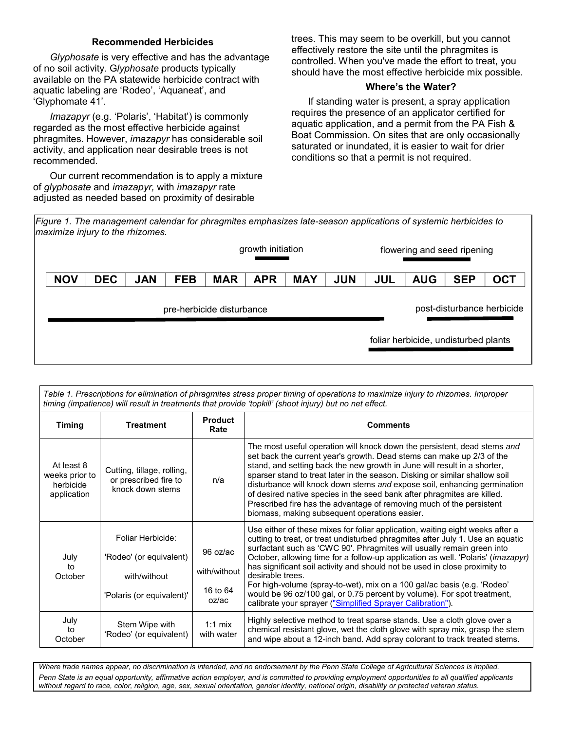### Recommended Herbicides

*Glyphosate* is very effective and has the advantage of no soil activity. G*lyphosate* products typically available on the PA statewide herbicide contract with aquatic labeling are 'Rodeo', 'Aquaneat', and 'Glyphomate 41'.

*Imazapyr* (e.g. 'Polaris', 'Habitat') is commonly regarded as the most effective herbicide against phragmites. However, *imazapyr* has considerable soil activity, and application near desirable trees is not recommended.

Our current recommendation is to apply a mixture of *glyphosate* and *imazapyr,* with *imazapyr* rate adjusted as needed based on proximity of desirable trees. This may seem to be overkill, but you cannot effectively restore the site until the phragmites is controlled. When you've made the effort to treat, you should have the most effective herbicide mix possible.

### Where's the Water?

If standing water is present, a spray application requires the presence of an applicator certified for aquatic application, and a permit from the PA Fish & Boat Commission. On sites that are only occasionally saturated or inundated, it is easier to wait for drier conditions so that a permit is not required.

*Figure 1. The management calendar for phragmites emphasizes late-season applications of systemic herbicides to maximize injury to the rhizomes.*

growth initiation

flowering and seed ripening

NOV DEC JAN FEB MAR APR MAY JUN JUL AUG SEP OCT

pre-herbicide disturbance

post-disturbance herbicide

foliar herbicide, undisturbed plants

*Table 1. Prescriptions for elimination of phragmites stress proper timing of operations to maximize injury to rhizomes. Improper timing (impatience) will result in treatments that provide 'topkill' (shoot injury) but no net effect.*

| Timing | Treatment | Product Rate | Comments |
|---|---|---|---|
| At least 8 weeks prior to herbicide application | Cutting, tillage, rolling, or prescribed fire to knock down stems | n/a | The most useful operation will knock down the persistent, dead stems *and* set back the current year's growth. Dead stems can make up 2/3 of the stand, and setting back the new growth in June will result in a shorter, sparser stand to treat later in the season. Disking or similar shallow soil disturbance will knock down stems *and* expose soil, enhancing germination of desired native species in the seed bank after phragmites are killed. Prescribed fire has the advantage of removing much of the persistent biomass, making subsequent operations easier. |
| July to October | Foliar Herbicide: 'Rodeo' (or equivalent) with/without 'Polaris (or equivalent)' | 96 oz/ac with/without 16 to 64 oz/ac | Use either of these mixes for foliar application, waiting eight weeks after a cutting to treat, or treat undisturbed phragmites after July 1. Use an aquatic surfactant such as 'CWC 90'. Phragmites will usually remain green into October, allowing time for a follow-up application as well. 'Polaris' (*imazapyr)* has significant soil activity and should not be used in close proximity to desirable trees. For high-volume (spray-to-wet), mix on a 100 gal/ac basis (e.g. 'Rodeo' would be 96 oz/100 gal, or 0.75 percent by volume). For spot treatment, calibrate your sprayer ("Simplified Sprayer Calibration"). |
| July to October | Stem Wipe with 'Rodeo' (or equivalent) | 1:1 mix with water | Highly selective method to treat sparse stands. Use a cloth glove over a chemical resistant glove, wet the cloth glove with spray mix, grasp the stem and wipe about a 12-inch band. Add spray colorant to track treated stems. |

*Where trade names appear, no discrimination is intended, and no endorsement by the Penn State College of Agricultural Sciences is implied.*
*Penn State is an equal opportunity, affirmative action employer, and is committed to providing employment opportunities to all qualified applicants without regard to race, color, religion, age, sex, sexual orientation, gender identity, national origin, disability or protected veteran status.*